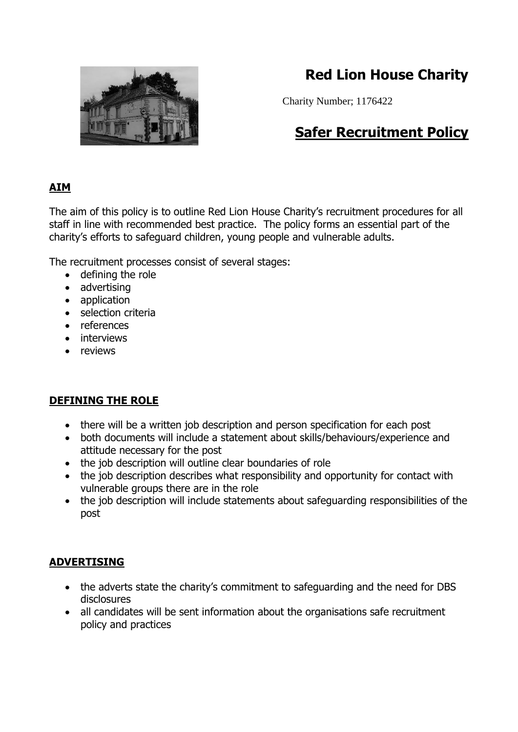# Red Lion House Charity

Charity Number; 1176422

## Safer Recruitment Policy

**AIM**

The aim of this policy is to outline Red Lion House Charity's recruitment procedures for all staff in line with recommended best practice. The policy forms an essential part of the charity's efforts to safeguard children, young people and vulnerable adults.

The recruitment processes consist of several stages:

- defining the role
- advertising
- application
- selection criteria
- references
- interviews
- reviews

**DEFINING THE ROLE**

- there will be a written job description and person specification for each post
- both documents will include a statement about skills/behaviours/experience and attitude necessary for the post
- the job description will outline clear boundaries of role
- the job description describes what responsibility and opportunity for contact with vulnerable groups there are in the role
- the job description will include statements about safeguarding responsibilities of the post

**ADVERTISING**

- the adverts state the charity's commitment to safeguarding and the need for DBS disclosures
- all candidates will be sent information about the organisations safe recruitment policy and practices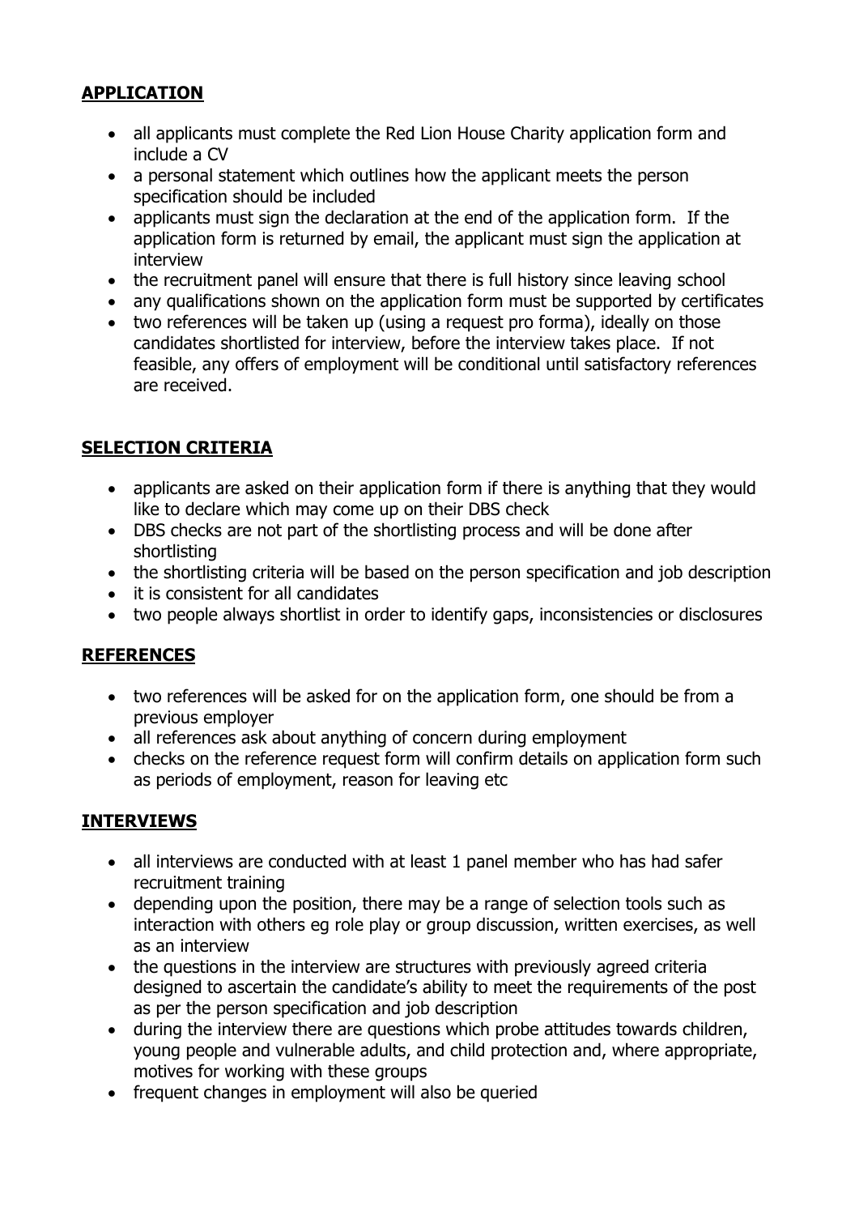## **APPLICATION**

- all applicants must complete the Red Lion House Charity application form and include a CV
- a personal statement which outlines how the applicant meets the person specification should be included
- applicants must sign the declaration at the end of the application form. If the application form is returned by email, the applicant must sign the application at interview
- the recruitment panel will ensure that there is full history since leaving school
- any qualifications shown on the application form must be supported by certificates
- two references will be taken up (using a request pro forma), ideally on those candidates shortlisted for interview, before the interview takes place. If not feasible, any offers of employment will be conditional until satisfactory references are received.

## **SELECTION CRITERIA**

- applicants are asked on their application form if there is anything that they would like to declare which may come up on their DBS check
- DBS checks are not part of the shortlisting process and will be done after shortlisting
- the shortlisting criteria will be based on the person specification and job description
- it is consistent for all candidates
- two people always shortlist in order to identify gaps, inconsistencies or disclosures

## **REFERENCES**

- two references will be asked for on the application form, one should be from a previous employer
- all references ask about anything of concern during employment
- checks on the reference request form will confirm details on application form such as periods of employment, reason for leaving etc

## **INTERVIEWS**

- all interviews are conducted with at least 1 panel member who has had safer recruitment training
- depending upon the position, there may be a range of selection tools such as interaction with others eg role play or group discussion, written exercises, as well as an interview
- the questions in the interview are structures with previously agreed criteria designed to ascertain the candidate's ability to meet the requirements of the post as per the person specification and job description
- during the interview there are questions which probe attitudes towards children, young people and vulnerable adults, and child protection and, where appropriate, motives for working with these groups
- frequent changes in employment will also be queried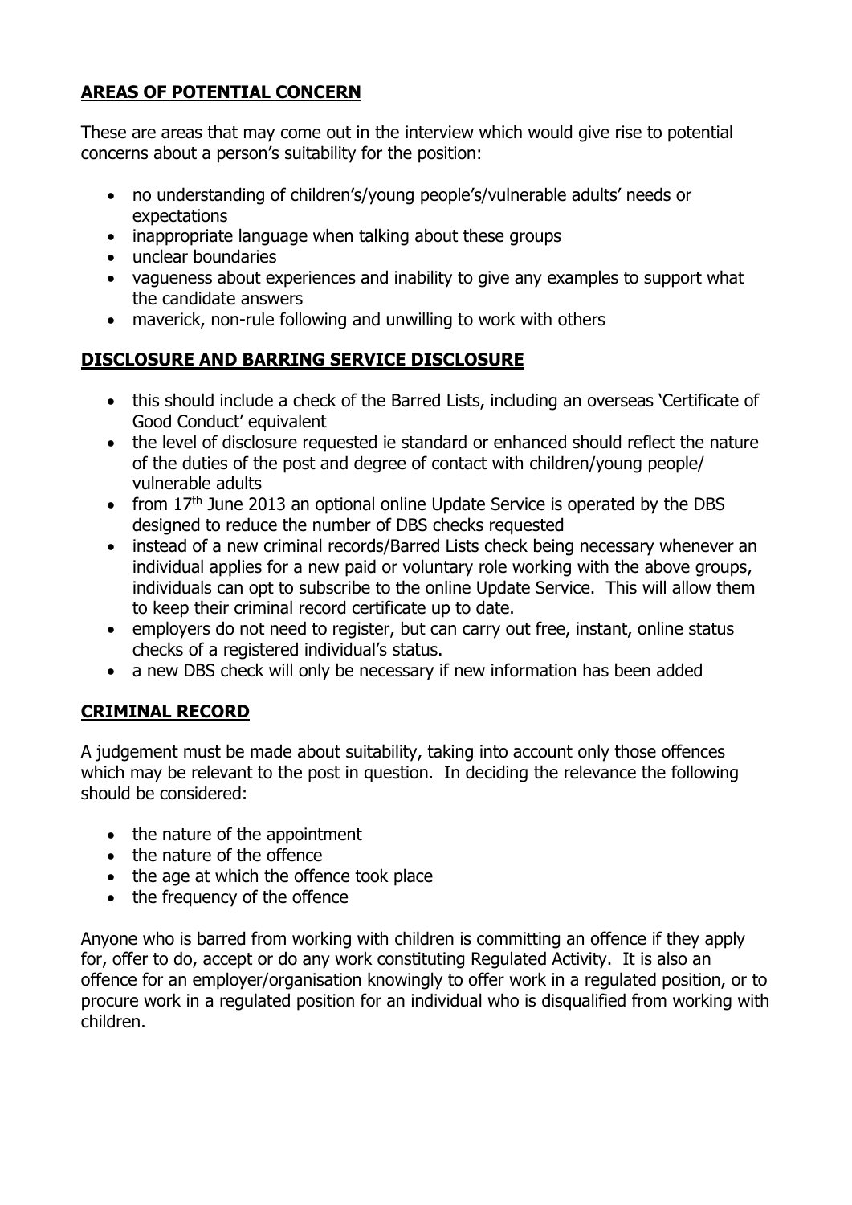## AREAS OF POTENTIAL CONCERN

These are areas that may come out in the interview which would give rise to potential concerns about a person's suitability for the position:

- no understanding of children's/young people's/vulnerable adults' needs or expectations
- inappropriate language when talking about these groups
- unclear boundaries
- vagueness about experiences and inability to give any examples to support what the candidate answers
- maverick, non-rule following and unwilling to work with others

## DISCLOSURE AND BARRING SERVICE DISCLOSURE

- this should include a check of the Barred Lists, including an overseas 'Certificate of Good Conduct' equivalent
- the level of disclosure requested ie standard or enhanced should reflect the nature of the duties of the post and degree of contact with children/young people/ vulnerable adults
- from 17th June 2013 an optional online Update Service is operated by the DBS designed to reduce the number of DBS checks requested
- instead of a new criminal records/Barred Lists check being necessary whenever an individual applies for a new paid or voluntary role working with the above groups, individuals can opt to subscribe to the online Update Service. This will allow them to keep their criminal record certificate up to date.
- employers do not need to register, but can carry out free, instant, online status checks of a registered individual's status.
- a new DBS check will only be necessary if new information has been added

## CRIMINAL RECORD

A judgement must be made about suitability, taking into account only those offences which may be relevant to the post in question. In deciding the relevance the following should be considered:

- the nature of the appointment
- the nature of the offence
- the age at which the offence took place
- the frequency of the offence

Anyone who is barred from working with children is committing an offence if they apply for, offer to do, accept or do any work constituting Regulated Activity. It is also an offence for an employer/organisation knowingly to offer work in a regulated position, or to procure work in a regulated position for an individual who is disqualified from working with children.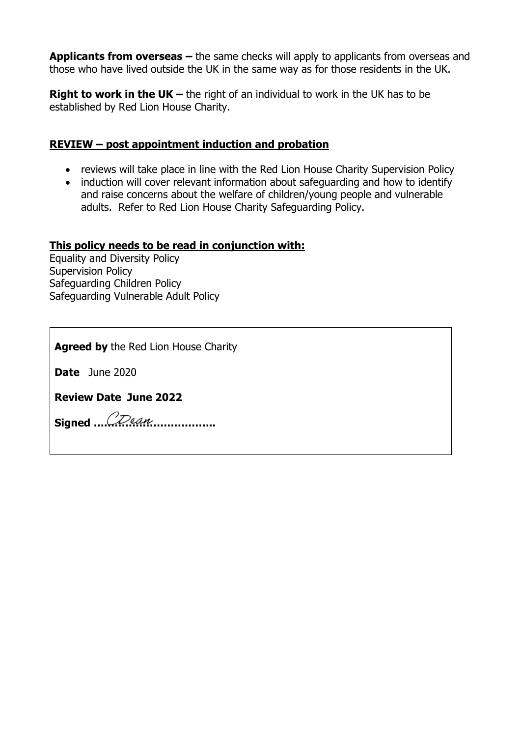**Applicants from overseas –** the same checks will apply to applicants from overseas and those who have lived outside the UK in the same way as for those residents in the UK.

**Right to work in the UK –** the right of an individual to work in the UK has to be established by Red Lion House Charity.

## REVIEW – post appointment induction and probation

- reviews will take place in line with the Red Lion House Charity Supervision Policy
- induction will cover relevant information about safeguarding and how to identify and raise concerns about the welfare of children/young people and vulnerable adults. Refer to Red Lion House Charity Safeguarding Policy.

**This policy needs to be read in conjunction with:**

Equality and Diversity Policy
Supervision Policy
Safeguarding Children Policy
Safeguarding Vulnerable Adult Policy

**Agreed by** the Red Lion House Charity

**Date** June 2020

**Review Date June 2022**

**Signed** ……*CDean*……………….